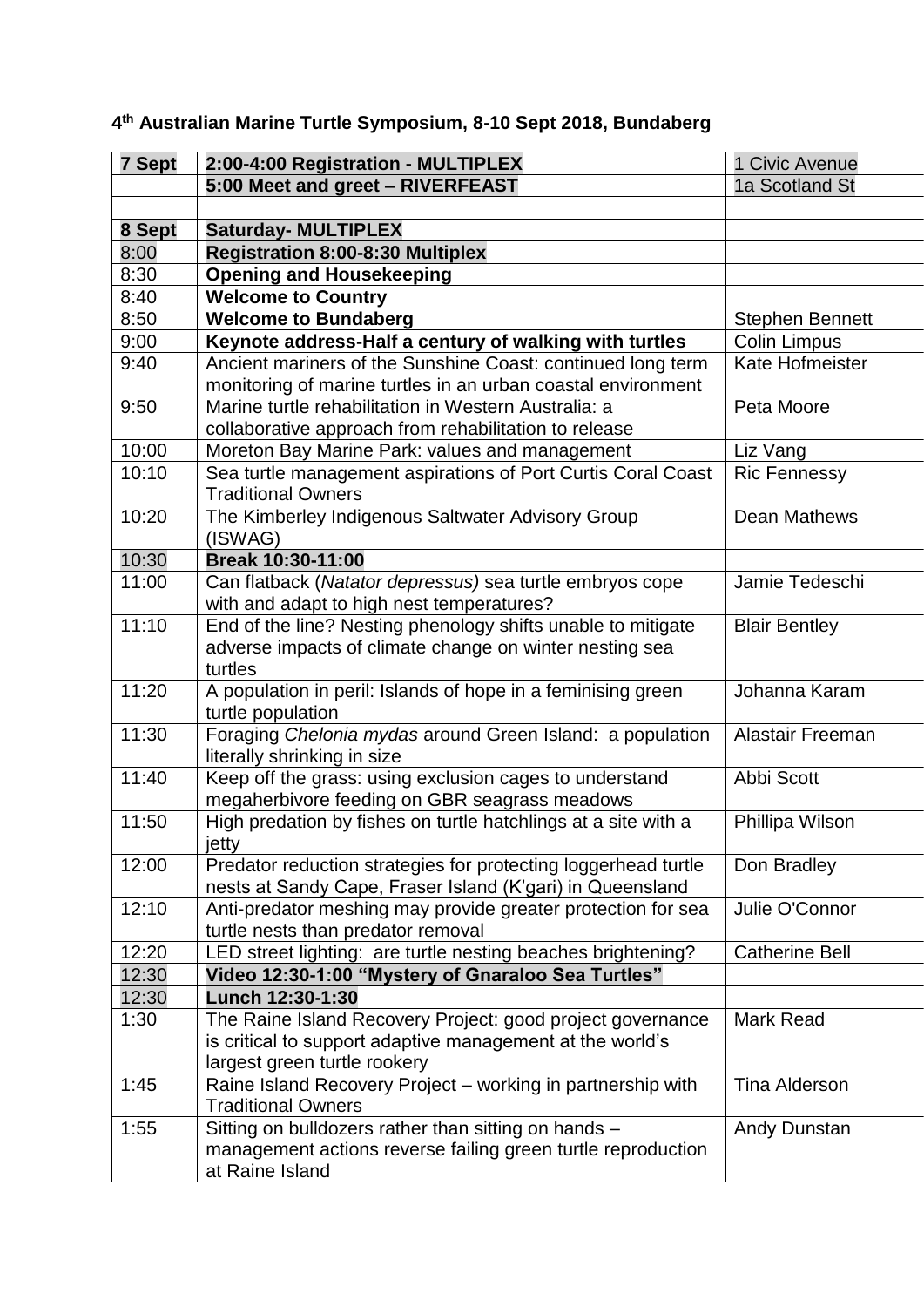# 4th Australian Marine Turtle Symposium, 8-10 Sept 2018, Bundaberg

| | | |
|---|---|---|
| **7 Sept** | **2:00-4:00 Registration - MULTIPLEX** | 1 Civic Avenue |
| | **5:00 Meet and greet – RIVERFEAST** | 1a Scotland St |
| | | |
| **8 Sept** | **Saturday- MULTIPLEX** | |
| 8:00 | **Registration 8:00-8:30 Multiplex** | |
| 8:30 | **Opening and Housekeeping** | |
| 8:40 | **Welcome to Country** | |
| 8:50 | **Welcome to Bundaberg** | Stephen Bennett |
| 9:00 | **Keynote address-Half a century of walking with turtles** | Colin Limpus |
| 9:40 | Ancient mariners of the Sunshine Coast: continued long term monitoring of marine turtles in an urban coastal environment | Kate Hofmeister |
| 9:50 | Marine turtle rehabilitation in Western Australia: a collaborative approach from rehabilitation to release | Peta Moore |
| 10:00 | Moreton Bay Marine Park: values and management | Liz Vang |
| 10:10 | Sea turtle management aspirations of Port Curtis Coral Coast Traditional Owners | Ric Fennessy |
| 10:20 | The Kimberley Indigenous Saltwater Advisory Group (ISWAG) | Dean Mathews |
| 10:30 | **Break 10:30-11:00** | |
| 11:00 | Can flatback (*Natator depressus)* sea turtle embryos cope with and adapt to high nest temperatures? | Jamie Tedeschi |
| 11:10 | End of the line? Nesting phenology shifts unable to mitigate adverse impacts of climate change on winter nesting sea turtles | Blair Bentley |
| 11:20 | A population in peril: Islands of hope in a feminising green turtle population | Johanna Karam |
| 11:30 | Foraging *Chelonia mydas* around Green Island: a population literally shrinking in size | Alastair Freeman |
| 11:40 | Keep off the grass: using exclusion cages to understand megaherbivore feeding on GBR seagrass meadows | Abbi Scott |
| 11:50 | High predation by fishes on turtle hatchlings at a site with a jetty | Phillipa Wilson |
| 12:00 | Predator reduction strategies for protecting loggerhead turtle nests at Sandy Cape, Fraser Island (K'gari) in Queensland | Don Bradley |
| 12:10 | Anti-predator meshing may provide greater protection for sea turtle nests than predator removal | Julie O'Connor |
| 12:20 | LED street lighting: are turtle nesting beaches brightening? | Catherine Bell |
| 12:30 | **Video 12:30-1:00 "Mystery of Gnaraloo Sea Turtles"** | |
| 12:30 | **Lunch 12:30-1:30** | |
| 1:30 | The Raine Island Recovery Project: good project governance is critical to support adaptive management at the world's largest green turtle rookery | Mark Read |
| 1:45 | Raine Island Recovery Project – working in partnership with Traditional Owners | Tina Alderson |
| 1:55 | Sitting on bulldozers rather than sitting on hands – management actions reverse failing green turtle reproduction at Raine Island | Andy Dunstan |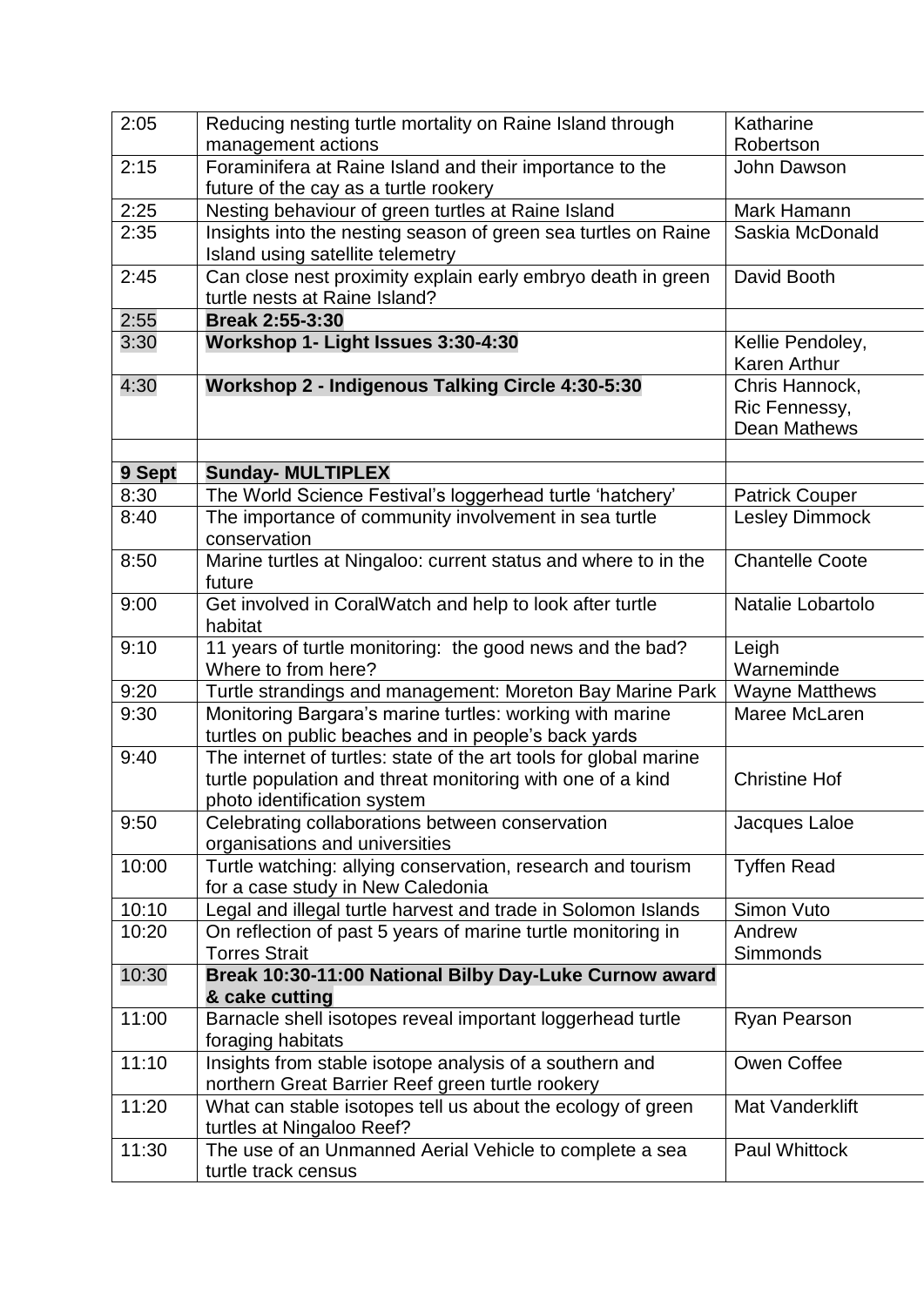| | | |
|---|---|---|
| 2:05 | Reducing nesting turtle mortality on Raine Island through management actions | Katharine Robertson |
| 2:15 | Foraminifera at Raine Island and their importance to the future of the cay as a turtle rookery | John Dawson |
| 2:25 | Nesting behaviour of green turtles at Raine Island | Mark Hamann |
| 2:35 | Insights into the nesting season of green sea turtles on Raine Island using satellite telemetry | Saskia McDonald |
| 2:45 | Can close nest proximity explain early embryo death in green turtle nests at Raine Island? | David Booth |
| 2:55 | **Break 2:55-3:30** | |
| 3:30 | **Workshop 1- Light Issues 3:30-4:30** | Kellie Pendoley, Karen Arthur |
| 4:30 | **Workshop 2 - Indigenous Talking Circle 4:30-5:30** | Chris Hannock, Ric Fennessy, Dean Mathews |
| | | |
| **9 Sept** | **Sunday- MULTIPLEX** | |
| 8:30 | The World Science Festival's loggerhead turtle 'hatchery' | Patrick Couper |
| 8:40 | The importance of community involvement in sea turtle conservation | Lesley Dimmock |
| 8:50 | Marine turtles at Ningaloo: current status and where to in the future | Chantelle Coote |
| 9:00 | Get involved in CoralWatch and help to look after turtle habitat | Natalie Lobartolo |
| 9:10 | 11 years of turtle monitoring: the good news and the bad? Where to from here? | Leigh Warneminde |
| 9:20 | Turtle strandings and management: Moreton Bay Marine Park | Wayne Matthews |
| 9:30 | Monitoring Bargara's marine turtles: working with marine turtles on public beaches and in people's back yards | Maree McLaren |
| 9:40 | The internet of turtles: state of the art tools for global marine turtle population and threat monitoring with one of a kind photo identification system | Christine Hof |
| 9:50 | Celebrating collaborations between conservation organisations and universities | Jacques Laloe |
| 10:00 | Turtle watching: allying conservation, research and tourism for a case study in New Caledonia | Tyffen Read |
| 10:10 | Legal and illegal turtle harvest and trade in Solomon Islands | Simon Vuto |
| 10:20 | On reflection of past 5 years of marine turtle monitoring in Torres Strait | Andrew Simmonds |
| 10:30 | **Break 10:30-11:00 National Bilby Day-Luke Curnow award & cake cutting** | |
| 11:00 | Barnacle shell isotopes reveal important loggerhead turtle foraging habitats | Ryan Pearson |
| 11:10 | Insights from stable isotope analysis of a southern and northern Great Barrier Reef green turtle rookery | Owen Coffee |
| 11:20 | What can stable isotopes tell us about the ecology of green turtles at Ningaloo Reef? | Mat Vanderklift |
| 11:30 | The use of an Unmanned Aerial Vehicle to complete a sea turtle track census | Paul Whittock |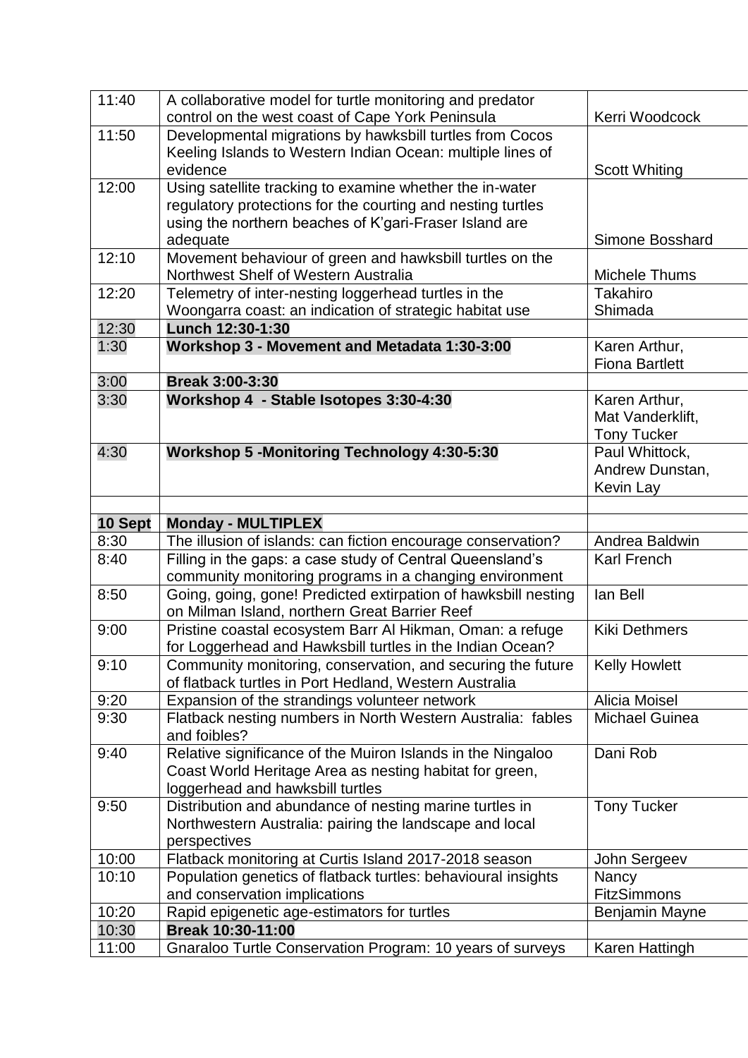| | | |
|---|---|---|
| 11:40 | A collaborative model for turtle monitoring and predator control on the west coast of Cape York Peninsula | Kerri Woodcock |
| 11:50 | Developmental migrations by hawksbill turtles from Cocos Keeling Islands to Western Indian Ocean: multiple lines of evidence | Scott Whiting |
| 12:00 | Using satellite tracking to examine whether the in-water regulatory protections for the courting and nesting turtles using the northern beaches of K'gari-Fraser Island are adequate | Simone Bosshard |
| 12:10 | Movement behaviour of green and hawksbill turtles on the Northwest Shelf of Western Australia | Michele Thums |
| 12:20 | Telemetry of inter-nesting loggerhead turtles in the Woongarra coast: an indication of strategic habitat use | Takahiro Shimada |
| 12:30 | **Lunch 12:30-1:30** | |
| 1:30 | **Workshop 3 - Movement and Metadata 1:30-3:00** | Karen Arthur, Fiona Bartlett |
| 3:00 | **Break 3:00-3:30** | |
| 3:30 | **Workshop 4 - Stable Isotopes 3:30-4:30** | Karen Arthur, Mat Vanderklift, Tony Tucker |
| 4:30 | **Workshop 5 -Monitoring Technology 4:30-5:30** | Paul Whittock, Andrew Dunstan, Kevin Lay |
| | | |
| **10 Sept** | **Monday - MULTIPLEX** | |
| 8:30 | The illusion of islands: can fiction encourage conservation? | Andrea Baldwin |
| 8:40 | Filling in the gaps: a case study of Central Queensland's community monitoring programs in a changing environment | Karl French |
| 8:50 | Going, going, gone! Predicted extirpation of hawksbill nesting on Milman Island, northern Great Barrier Reef | Ian Bell |
| 9:00 | Pristine coastal ecosystem Barr Al Hikman, Oman: a refuge for Loggerhead and Hawksbill turtles in the Indian Ocean? | Kiki Dethmers |
| 9:10 | Community monitoring, conservation, and securing the future of flatback turtles in Port Hedland, Western Australia | Kelly Howlett |
| 9:20 | Expansion of the strandings volunteer network | Alicia Moisel |
| 9:30 | Flatback nesting numbers in North Western Australia: fables and foibles? | Michael Guinea |
| 9:40 | Relative significance of the Muiron Islands in the Ningaloo Coast World Heritage Area as nesting habitat for green, loggerhead and hawksbill turtles | Dani Rob |
| 9:50 | Distribution and abundance of nesting marine turtles in Northwestern Australia: pairing the landscape and local perspectives | Tony Tucker |
| 10:00 | Flatback monitoring at Curtis Island 2017-2018 season | John Sergeev |
| 10:10 | Population genetics of flatback turtles: behavioural insights and conservation implications | Nancy FitzSimmons |
| 10:20 | Rapid epigenetic age-estimators for turtles | Benjamin Mayne |
| 10:30 | **Break 10:30-11:00** | |
| 11:00 | Gnaraloo Turtle Conservation Program: 10 years of surveys | Karen Hattingh |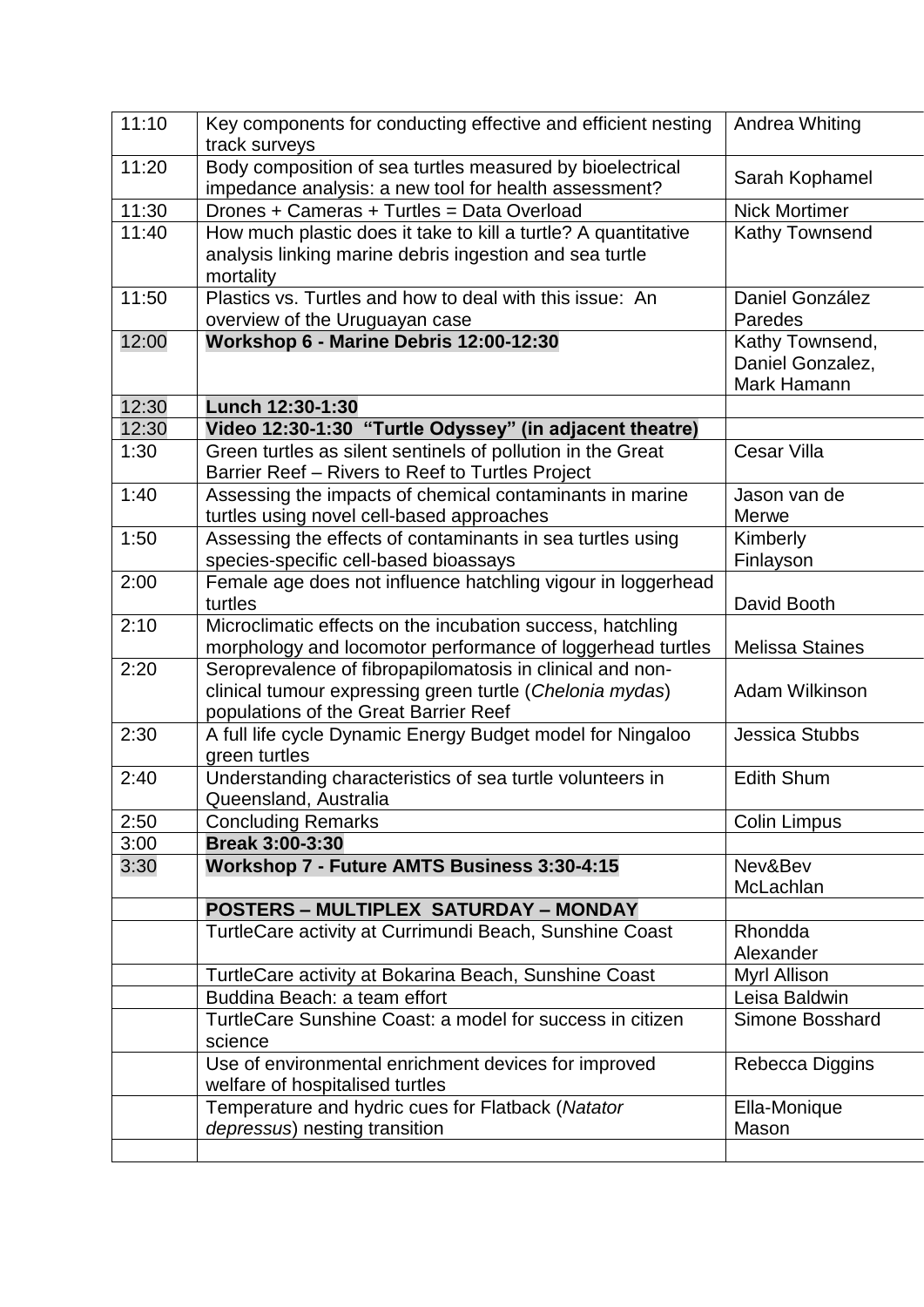| | | |
|---|---|---|
| 11:10 | Key components for conducting effective and efficient nesting track surveys | Andrea Whiting |
| 11:20 | Body composition of sea turtles measured by bioelectrical impedance analysis: a new tool for health assessment? | Sarah Kophamel |
| 11:30 | Drones + Cameras + Turtles = Data Overload | Nick Mortimer |
| 11:40 | How much plastic does it take to kill a turtle? A quantitative analysis linking marine debris ingestion and sea turtle mortality | Kathy Townsend |
| 11:50 | Plastics vs. Turtles and how to deal with this issue: An overview of the Uruguayan case | Daniel González Paredes |
| 12:00 | **Workshop 6 - Marine Debris 12:00-12:30** | Kathy Townsend, Daniel Gonzalez, Mark Hamann |
| 12:30 | **Lunch 12:30-1:30** | |
| 12:30 | **Video 12:30-1:30 "Turtle Odyssey" (in adjacent theatre)** | |
| 1:30 | Green turtles as silent sentinels of pollution in the Great Barrier Reef – Rivers to Reef to Turtles Project | Cesar Villa |
| 1:40 | Assessing the impacts of chemical contaminants in marine turtles using novel cell-based approaches | Jason van de Merwe |
| 1:50 | Assessing the effects of contaminants in sea turtles using species-specific cell-based bioassays | Kimberly Finlayson |
| 2:00 | Female age does not influence hatchling vigour in loggerhead turtles | David Booth |
| 2:10 | Microclimatic effects on the incubation success, hatchling morphology and locomotor performance of loggerhead turtles | Melissa Staines |
| 2:20 | Seroprevalence of fibropapilomatosis in clinical and non-clinical tumour expressing green turtle (*Chelonia mydas*) populations of the Great Barrier Reef | Adam Wilkinson |
| 2:30 | A full life cycle Dynamic Energy Budget model for Ningaloo green turtles | Jessica Stubbs |
| 2:40 | Understanding characteristics of sea turtle volunteers in Queensland, Australia | Edith Shum |
| 2:50 | Concluding Remarks | Colin Limpus |
| 3:00 | **Break 3:00-3:30** | |
| 3:30 | **Workshop 7 - Future AMTS Business 3:30-4:15** | Nev&Bev McLachlan |
| | **POSTERS – MULTIPLEX SATURDAY – MONDAY** | |
| | TurtleCare activity at Currimundi Beach, Sunshine Coast | Rhondda Alexander |
| | TurtleCare activity at Bokarina Beach, Sunshine Coast | Myrl Allison |
| | Buddina Beach: a team effort | Leisa Baldwin |
| | TurtleCare Sunshine Coast: a model for success in citizen science | Simone Bosshard |
| | Use of environmental enrichment devices for improved welfare of hospitalised turtles | Rebecca Diggins |
| | Temperature and hydric cues for Flatback (*Natator depressus*) nesting transition | Ella-Monique Mason |
| | | |